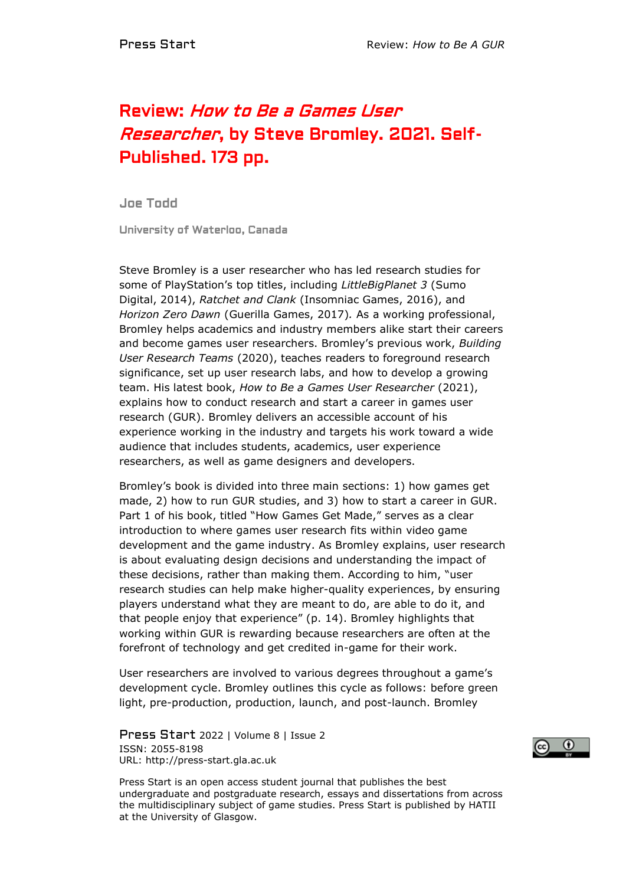# Review: *How to Be a Games User Researcher*, by Steve Bromley. 2021. Self-Published. 173 pp.

**Joe Todd**

**University of Waterloo, Canada**

Steve Bromley is a user researcher who has led research studies for some of PlayStation's top titles, including *LittleBigPlanet 3* (Sumo Digital, 2014), *Ratchet and Clank* (Insomniac Games, 2016), and *Horizon Zero Dawn* (Guerilla Games, 2017). As a working professional, Bromley helps academics and industry members alike start their careers and become games user researchers. Bromley's previous work, *Building User Research Teams* (2020), teaches readers to foreground research significance, set up user research labs, and how to develop a growing team. His latest book, *How to Be a Games User Researcher* (2021), explains how to conduct research and start a career in games user research (GUR). Bromley delivers an accessible account of his experience working in the industry and targets his work toward a wide audience that includes students, academics, user experience researchers, as well as game designers and developers.

Bromley's book is divided into three main sections: 1) how games get made, 2) how to run GUR studies, and 3) how to start a career in GUR. Part 1 of his book, titled "How Games Get Made," serves as a clear introduction to where games user research fits within video game development and the game industry. As Bromley explains, user research is about evaluating design decisions and understanding the impact of these decisions, rather than making them. According to him, "user research studies can help make higher-quality experiences, by ensuring players understand what they are meant to do, are able to do it, and that people enjoy that experience" (p. 14). Bromley highlights that working within GUR is rewarding because researchers are often at the forefront of technology and get credited in-game for their work.

User researchers are involved to various degrees throughout a game's development cycle. Bromley outlines this cycle as follows: before green light, pre-production, production, launch, and post-launch. Bromley

Press Start is an open access student journal that publishes the best undergraduate and postgraduate research, essays and dissertations from across the multidisciplinary subject of game studies. Press Start is published by HATII at the University of Glasgow.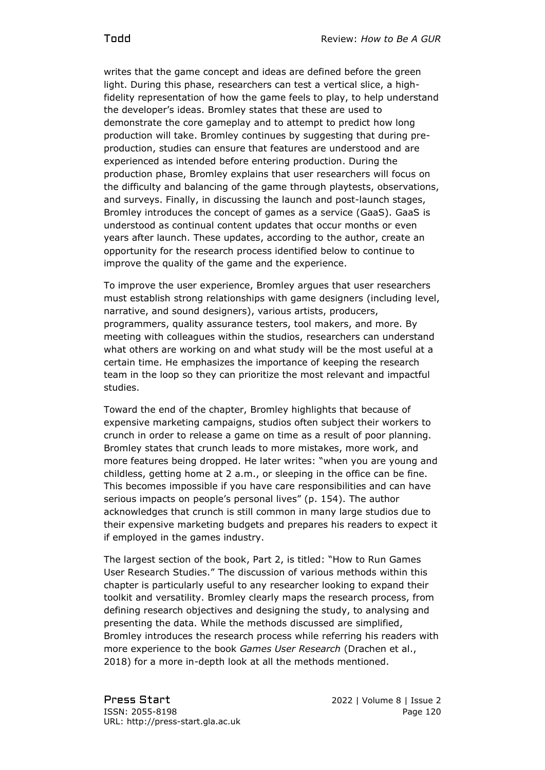writes that the game concept and ideas are defined before the green light. During this phase, researchers can test a vertical slice, a high-fidelity representation of how the game feels to play, to help understand the developer's ideas. Bromley states that these are used to demonstrate the core gameplay and to attempt to predict how long production will take. Bromley continues by suggesting that during pre-production, studies can ensure that features are understood and are experienced as intended before entering production. During the production phase, Bromley explains that user researchers will focus on the difficulty and balancing of the game through playtests, observations, and surveys. Finally, in discussing the launch and post-launch stages, Bromley introduces the concept of games as a service (GaaS). GaaS is understood as continual content updates that occur months or even years after launch. These updates, according to the author, create an opportunity for the research process identified below to continue to improve the quality of the game and the experience.

To improve the user experience, Bromley argues that user researchers must establish strong relationships with game designers (including level, narrative, and sound designers), various artists, producers, programmers, quality assurance testers, tool makers, and more. By meeting with colleagues within the studios, researchers can understand what others are working on and what study will be the most useful at a certain time. He emphasizes the importance of keeping the research team in the loop so they can prioritize the most relevant and impactful studies.

Toward the end of the chapter, Bromley highlights that because of expensive marketing campaigns, studios often subject their workers to crunch in order to release a game on time as a result of poor planning. Bromley states that crunch leads to more mistakes, more work, and more features being dropped. He later writes: "when you are young and childless, getting home at 2 a.m., or sleeping in the office can be fine. This becomes impossible if you have care responsibilities and can have serious impacts on people's personal lives" (p. 154). The author acknowledges that crunch is still common in many large studios due to their expensive marketing budgets and prepares his readers to expect it if employed in the games industry.

The largest section of the book, Part 2, is titled: "How to Run Games User Research Studies." The discussion of various methods within this chapter is particularly useful to any researcher looking to expand their toolkit and versatility. Bromley clearly maps the research process, from defining research objectives and designing the study, to analysing and presenting the data. While the methods discussed are simplified, Bromley introduces the research process while referring his readers with more experience to the book *Games User Research* (Drachen et al., 2018) for a more in-depth look at all the methods mentioned.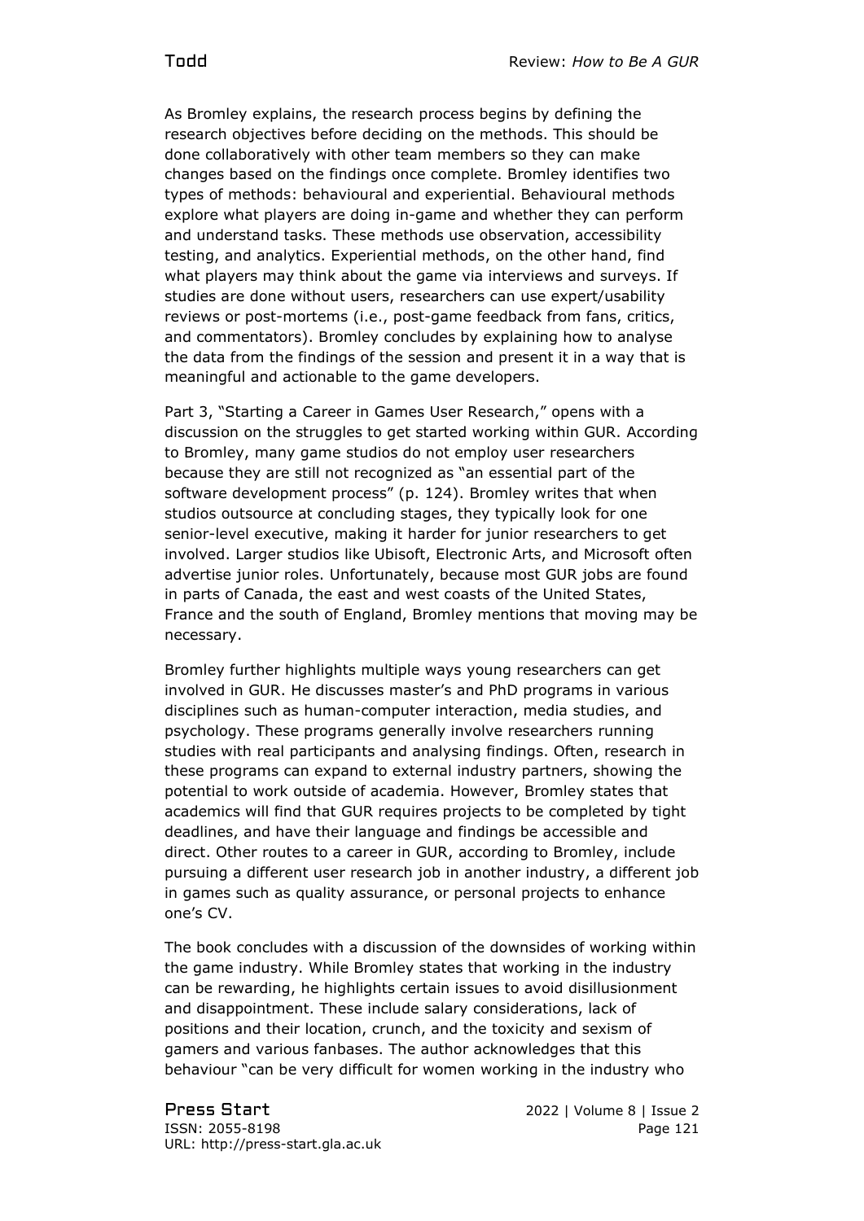As Bromley explains, the research process begins by defining the research objectives before deciding on the methods. This should be done collaboratively with other team members so they can make changes based on the findings once complete. Bromley identifies two types of methods: behavioural and experiential. Behavioural methods explore what players are doing in-game and whether they can perform and understand tasks. These methods use observation, accessibility testing, and analytics. Experiential methods, on the other hand, find what players may think about the game via interviews and surveys. If studies are done without users, researchers can use expert/usability reviews or post-mortems (i.e., post-game feedback from fans, critics, and commentators). Bromley concludes by explaining how to analyse the data from the findings of the session and present it in a way that is meaningful and actionable to the game developers.

Part 3, "Starting a Career in Games User Research," opens with a discussion on the struggles to get started working within GUR. According to Bromley, many game studios do not employ user researchers because they are still not recognized as "an essential part of the software development process" (p. 124). Bromley writes that when studios outsource at concluding stages, they typically look for one senior-level executive, making it harder for junior researchers to get involved. Larger studios like Ubisoft, Electronic Arts, and Microsoft often advertise junior roles. Unfortunately, because most GUR jobs are found in parts of Canada, the east and west coasts of the United States, France and the south of England, Bromley mentions that moving may be necessary.

Bromley further highlights multiple ways young researchers can get involved in GUR. He discusses master's and PhD programs in various disciplines such as human-computer interaction, media studies, and psychology. These programs generally involve researchers running studies with real participants and analysing findings. Often, research in these programs can expand to external industry partners, showing the potential to work outside of academia. However, Bromley states that academics will find that GUR requires projects to be completed by tight deadlines, and have their language and findings be accessible and direct. Other routes to a career in GUR, according to Bromley, include pursuing a different user research job in another industry, a different job in games such as quality assurance, or personal projects to enhance one's CV.

The book concludes with a discussion of the downsides of working within the game industry. While Bromley states that working in the industry can be rewarding, he highlights certain issues to avoid disillusionment and disappointment. These include salary considerations, lack of positions and their location, crunch, and the toxicity and sexism of gamers and various fanbases. The author acknowledges that this behaviour "can be very difficult for women working in the industry who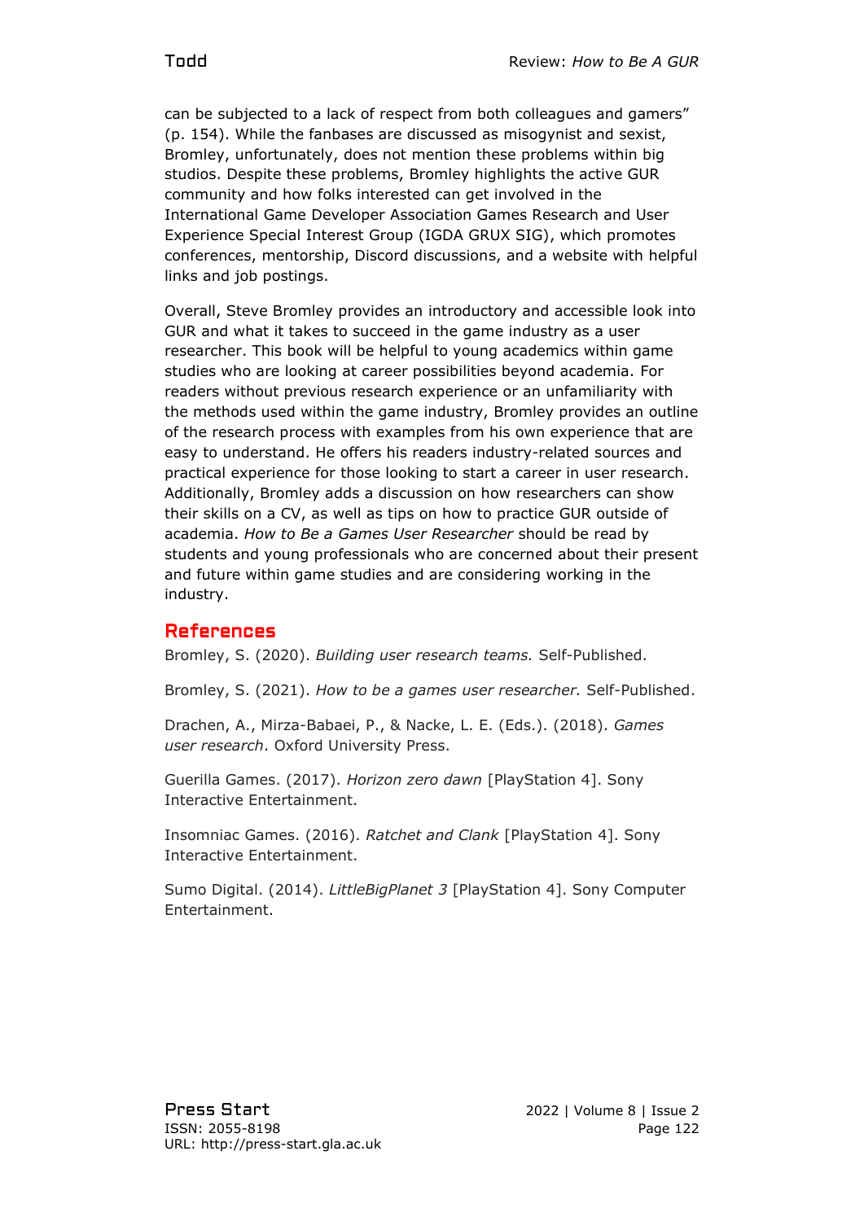can be subjected to a lack of respect from both colleagues and gamers" (p. 154). While the fanbases are discussed as misogynist and sexist, Bromley, unfortunately, does not mention these problems within big studios. Despite these problems, Bromley highlights the active GUR community and how folks interested can get involved in the International Game Developer Association Games Research and User Experience Special Interest Group (IGDA GRUX SIG), which promotes conferences, mentorship, Discord discussions, and a website with helpful links and job postings.

Overall, Steve Bromley provides an introductory and accessible look into GUR and what it takes to succeed in the game industry as a user researcher. This book will be helpful to young academics within game studies who are looking at career possibilities beyond academia. For readers without previous research experience or an unfamiliarity with the methods used within the game industry, Bromley provides an outline of the research process with examples from his own experience that are easy to understand. He offers his readers industry-related sources and practical experience for those looking to start a career in user research. Additionally, Bromley adds a discussion on how researchers can show their skills on a CV, as well as tips on how to practice GUR outside of academia. *How to Be a Games User Researcher* should be read by students and young professionals who are concerned about their present and future within game studies and are considering working in the industry.

## References

Bromley, S. (2020). *Building user research teams.* Self-Published.

Bromley, S. (2021). *How to be a games user researcher.* Self-Published.

Drachen, A., Mirza-Babaei, P., & Nacke, L. E. (Eds.). (2018). *Games user research*. Oxford University Press.

Guerilla Games. (2017). *Horizon zero dawn* [PlayStation 4]. Sony Interactive Entertainment.

Insomniac Games. (2016). *Ratchet and Clank* [PlayStation 4]. Sony Interactive Entertainment.

Sumo Digital. (2014). *LittleBigPlanet 3* [PlayStation 4]. Sony Computer Entertainment.